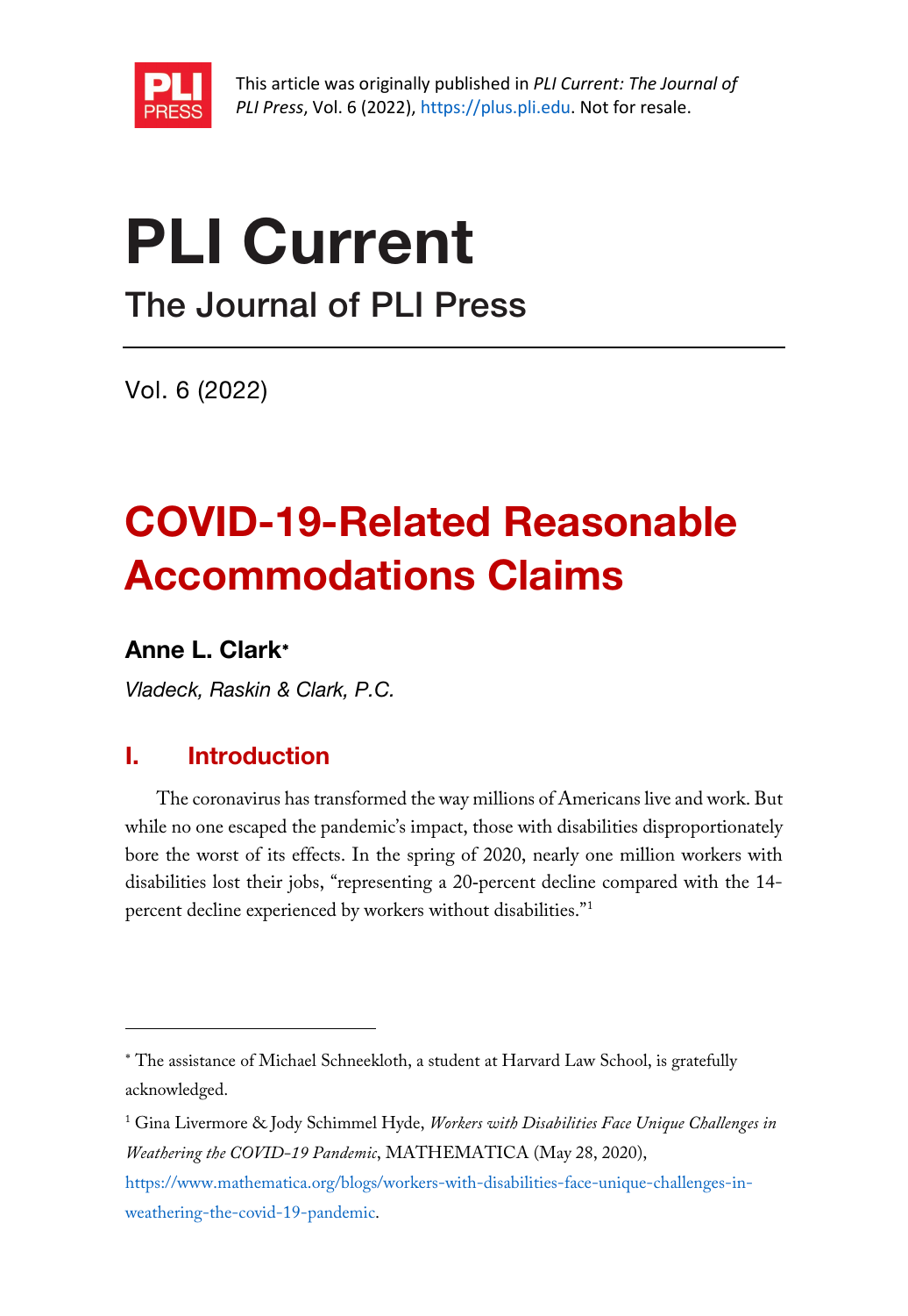This article was originally published in *PLI Current: The Journal of PLI Press*, Vol. 6 (2022), https://plus.pli.edu. Not for resale.

# PLI Current

## The Journal of PLI Press

Vol. 6 (2022)

# COVID-19-Related Reasonable Accommodations Claims

**Anne L. Clark***

*Vladeck, Raskin & Clark, P.C.*

## I. Introduction

The coronavirus has transformed the way millions of Americans live and work. But while no one escaped the pandemic's impact, those with disabilities disproportionately bore the worst of its effects. In the spring of 2020, nearly one million workers with disabilities lost their jobs, "representing a 20-percent decline compared with the 14-percent decline experienced by workers without disabilities."[1]

---

* The assistance of Michael Schneekloth, a student at Harvard Law School, is gratefully acknowledged.

[1] Gina Livermore & Jody Schimmel Hyde, *Workers with Disabilities Face Unique Challenges in Weathering the COVID-19 Pandemic*, MATHEMATICA (May 28, 2020), https://www.mathematica.org/blogs/workers-with-disabilities-face-unique-challenges-in-weathering-the-covid-19-pandemic.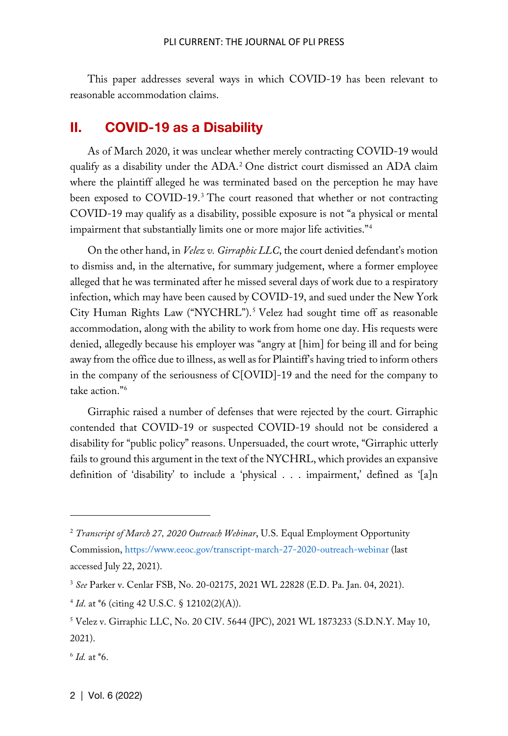This paper addresses several ways in which COVID-19 has been relevant to reasonable accommodation claims.

## II. COVID-19 as a Disability

As of March 2020, it was unclear whether merely contracting COVID-19 would qualify as a disability under the ADA.[2] One district court dismissed an ADA claim where the plaintiff alleged he was terminated based on the perception he may have been exposed to COVID-19.[3] The court reasoned that whether or not contracting COVID-19 may qualify as a disability, possible exposure is not "a physical or mental impairment that substantially limits one or more major life activities."[4]

On the other hand, in *Velez v. Girraphic LLC*, the court denied defendant's motion to dismiss and, in the alternative, for summary judgement, where a former employee alleged that he was terminated after he missed several days of work due to a respiratory infection, which may have been caused by COVID-19, and sued under the New York City Human Rights Law ("NYCHRL").[5] Velez had sought time off as reasonable accommodation, along with the ability to work from home one day. His requests were denied, allegedly because his employer was "angry at [him] for being ill and for being away from the office due to illness, as well as for Plaintiff's having tried to inform others in the company of the seriousness of C[OVID]-19 and the need for the company to take action."[6]

Girraphic raised a number of defenses that were rejected by the court. Girraphic contended that COVID-19 or suspected COVID-19 should not be considered a disability for "public policy" reasons. Unpersuaded, the court wrote, "Girraphic utterly fails to ground this argument in the text of the NYCHRL, which provides an expansive definition of 'disability' to include a 'physical . . . impairment,' defined as '[a]n

---

[2] *Transcript of March 27, 2020 Outreach Webinar*, U.S. Equal Employment Opportunity Commission, https://www.eeoc.gov/transcript-march-27-2020-outreach-webinar (last accessed July 22, 2021).

[3] *See* Parker v. Cenlar FSB, No. 20-02175, 2021 WL 22828 (E.D. Pa. Jan. 04, 2021).

[4] *Id*. at *6 (citing 42 U.S.C. § 12102(2)(A)).

[5] Velez v. Girraphic LLC, No. 20 CIV. 5644 (JPC), 2021 WL 1873233 (S.D.N.Y. May 10, 2021).

[6] *Id.* at *6.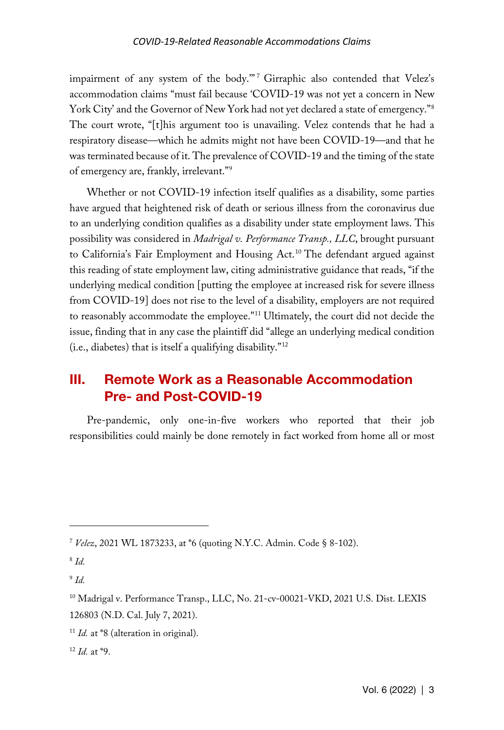impairment of any system of the body.'"[7] Girraphic also contended that Velez's accommodation claims "must fail because 'COVID-19 was not yet a concern in New York City' and the Governor of New York had not yet declared a state of emergency."[8] The court wrote, "[t]his argument too is unavailing. Velez contends that he had a respiratory disease—which he admits might not have been COVID-19—and that he was terminated because of it. The prevalence of COVID-19 and the timing of the state of emergency are, frankly, irrelevant."[9]

Whether or not COVID-19 infection itself qualifies as a disability, some parties have argued that heightened risk of death or serious illness from the coronavirus due to an underlying condition qualifies as a disability under state employment laws. This possibility was considered in *Madrigal v. Performance Transp., LLC*, brought pursuant to California's Fair Employment and Housing Act.[10] The defendant argued against this reading of state employment law, citing administrative guidance that reads, "if the underlying medical condition [putting the employee at increased risk for severe illness from COVID-19] does not rise to the level of a disability, employers are not required to reasonably accommodate the employee."[11] Ultimately, the court did not decide the issue, finding that in any case the plaintiff did "allege an underlying medical condition (i.e., diabetes) that is itself a qualifying disability."[12]

## III. Remote Work as a Reasonable Accommodation Pre- and Post-COVID-19

Pre-pandemic, only one-in-five workers who reported that their job responsibilities could mainly be done remotely in fact worked from home all or most

---

[7] *Velez*, 2021 WL 1873233, at *6 (quoting N.Y.C. Admin. Code § 8-102).

[8] *Id.*

[9] *Id.*

[10] Madrigal v. Performance Transp., LLC, No. 21-cv-00021-VKD, 2021 U.S. Dist. LEXIS 126803 (N.D. Cal. July 7, 2021).

[11] *Id.* at *8 (alteration in original).

[12] *Id.* at *9.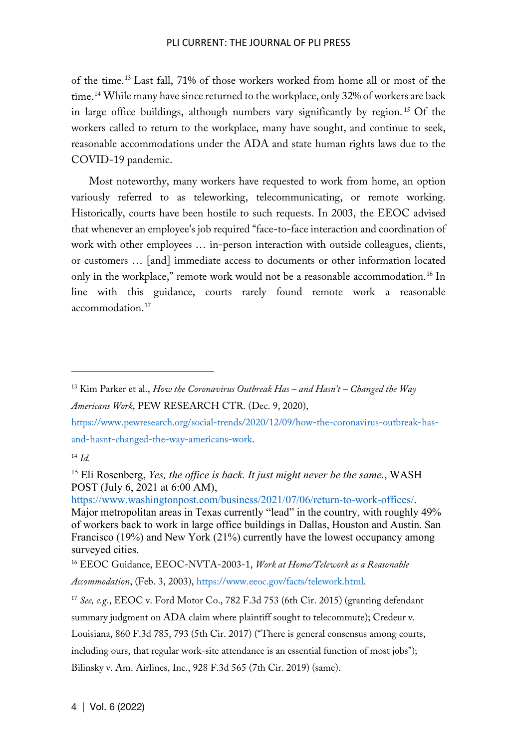of the time.[13] Last fall, 71% of those workers worked from home all or most of the time.[14] While many have since returned to the workplace, only 32% of workers are back in large office buildings, although numbers vary significantly by region.[15] Of the workers called to return to the workplace, many have sought, and continue to seek, reasonable accommodations under the ADA and state human rights laws due to the COVID-19 pandemic.

Most noteworthy, many workers have requested to work from home, an option variously referred to as teleworking, telecommunicating, or remote working. Historically, courts have been hostile to such requests. In 2003, the EEOC advised that whenever an employee's job required "face-to-face interaction and coordination of work with other employees … in-person interaction with outside colleagues, clients, or customers … [and] immediate access to documents or other information located only in the workplace," remote work would not be a reasonable accommodation.[16] In line with this guidance, courts rarely found remote work a reasonable accommodation.[17]

---

[13] Kim Parker et al., *How the Coronavirus Outbreak Has – and Hasn't – Changed the Way Americans Work*, PEW RESEARCH CTR. (Dec. 9, 2020), https://www.pewresearch.org/social-trends/2020/12/09/how-the-coronavirus-outbreak-has-and-hasnt-changed-the-way-americans-work.

[14] *Id.*

[15] Eli Rosenberg, *Yes, the office is back. It just might never be the same.*, WASH POST (July 6, 2021 at 6:00 AM), https://www.washingtonpost.com/business/2021/07/06/return-to-work-offices/. Major metropolitan areas in Texas currently "lead" in the country, with roughly 49% of workers back to work in large office buildings in Dallas, Houston and Austin. San Francisco (19%) and New York (21%) currently have the lowest occupancy among surveyed cities.

[16] EEOC Guidance, EEOC-NVTA-2003-1, *Work at Home/Telework as a Reasonable Accommodation*, (Feb. 3, 2003), https://www.eeoc.gov/facts/telework.html.

[17] *See, e.g.*, EEOC v. Ford Motor Co., 782 F.3d 753 (6th Cir. 2015) (granting defendant summary judgment on ADA claim where plaintiff sought to telecommute); Credeur v. Louisiana, 860 F.3d 785, 793 (5th Cir. 2017) ("There is general consensus among courts, including ours, that regular work-site attendance is an essential function of most jobs"); Bilinsky v. Am. Airlines, Inc., 928 F.3d 565 (7th Cir. 2019) (same).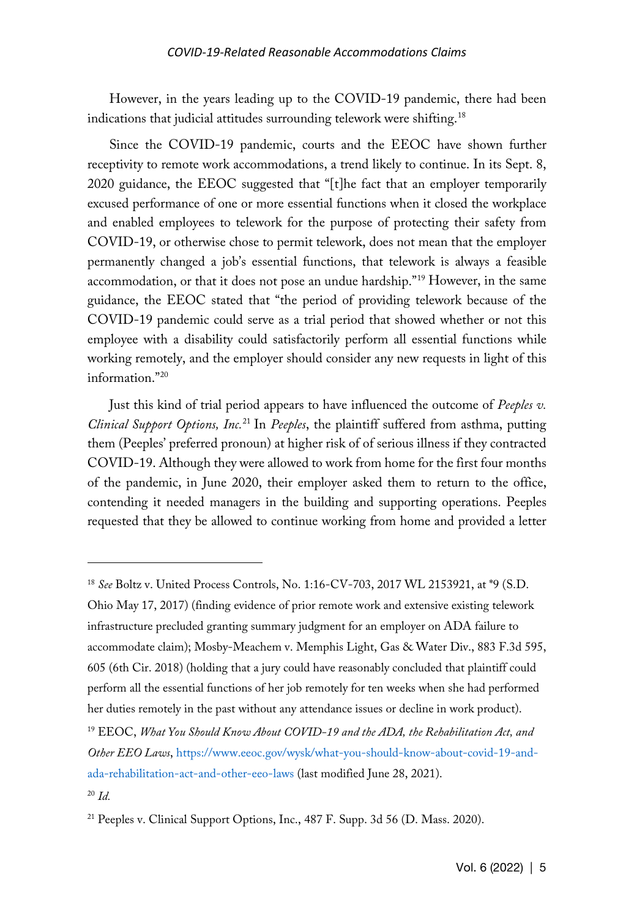However, in the years leading up to the COVID-19 pandemic, there had been indications that judicial attitudes surrounding telework were shifting.[18]

Since the COVID-19 pandemic, courts and the EEOC have shown further receptivity to remote work accommodations, a trend likely to continue. In its Sept. 8, 2020 guidance, the EEOC suggested that "[t]he fact that an employer temporarily excused performance of one or more essential functions when it closed the workplace and enabled employees to telework for the purpose of protecting their safety from COVID-19, or otherwise chose to permit telework, does not mean that the employer permanently changed a job's essential functions, that telework is always a feasible accommodation, or that it does not pose an undue hardship."[19] However, in the same guidance, the EEOC stated that "the period of providing telework because of the COVID-19 pandemic could serve as a trial period that showed whether or not this employee with a disability could satisfactorily perform all essential functions while working remotely, and the employer should consider any new requests in light of this information."[20]

Just this kind of trial period appears to have influenced the outcome of *Peeples v. Clinical Support Options, Inc.*[21] In *Peeples*, the plaintiff suffered from asthma, putting them (Peeples' preferred pronoun) at higher risk of of serious illness if they contracted COVID-19. Although they were allowed to work from home for the first four months of the pandemic, in June 2020, their employer asked them to return to the office, contending it needed managers in the building and supporting operations. Peeples requested that they be allowed to continue working from home and provided a letter

---

[18] *See* Boltz v. United Process Controls, No. 1:16-CV-703, 2017 WL 2153921, at *9 (S.D. Ohio May 17, 2017) (finding evidence of prior remote work and extensive existing telework infrastructure precluded granting summary judgment for an employer on ADA failure to accommodate claim); Mosby-Meachem v. Memphis Light, Gas & Water Div., 883 F.3d 595, 605 (6th Cir. 2018) (holding that a jury could have reasonably concluded that plaintiff could perform all the essential functions of her job remotely for ten weeks when she had performed her duties remotely in the past without any attendance issues or decline in work product).

[19] EEOC, *What You Should Know About COVID-19 and the ADA, the Rehabilitation Act, and Other EEO Laws*, https://www.eeoc.gov/wysk/what-you-should-know-about-covid-19-and-ada-rehabilitation-act-and-other-eeo-laws (last modified June 28, 2021).

[20] *Id.*

[21] Peeples v. Clinical Support Options, Inc., 487 F. Supp. 3d 56 (D. Mass. 2020).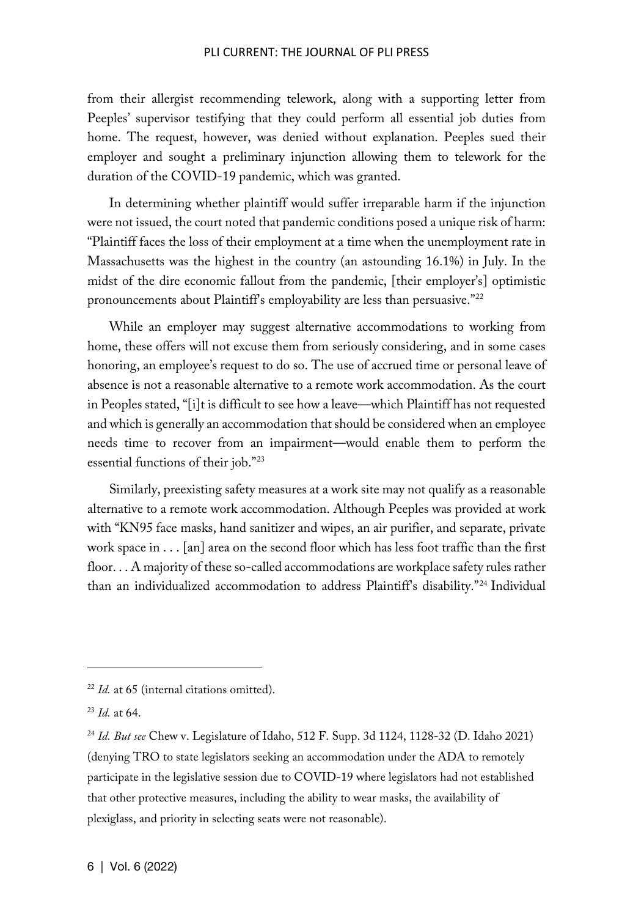from their allergist recommending telework, along with a supporting letter from Peeples' supervisor testifying that they could perform all essential job duties from home. The request, however, was denied without explanation. Peeples sued their employer and sought a preliminary injunction allowing them to telework for the duration of the COVID-19 pandemic, which was granted.

In determining whether plaintiff would suffer irreparable harm if the injunction were not issued, the court noted that pandemic conditions posed a unique risk of harm: "Plaintiff faces the loss of their employment at a time when the unemployment rate in Massachusetts was the highest in the country (an astounding 16.1%) in July. In the midst of the dire economic fallout from the pandemic, [their employer's] optimistic pronouncements about Plaintiff's employability are less than persuasive."[22]

While an employer may suggest alternative accommodations to working from home, these offers will not excuse them from seriously considering, and in some cases honoring, an employee's request to do so. The use of accrued time or personal leave of absence is not a reasonable alternative to a remote work accommodation. As the court in Peoples stated, "[i]t is difficult to see how a leave—which Plaintiff has not requested and which is generally an accommodation that should be considered when an employee needs time to recover from an impairment—would enable them to perform the essential functions of their job."[23]

Similarly, preexisting safety measures at a work site may not qualify as a reasonable alternative to a remote work accommodation. Although Peeples was provided at work with "KN95 face masks, hand sanitizer and wipes, an air purifier, and separate, private work space in . . . [an] area on the second floor which has less foot traffic than the first floor. . . A majority of these so-called accommodations are workplace safety rules rather than an individualized accommodation to address Plaintiff's disability."[24] Individual

---

[22] *Id.* at 65 (internal citations omitted).

[23] *Id.* at 64.

[24] *Id. But see* Chew v. Legislature of Idaho, 512 F. Supp. 3d 1124, 1128-32 (D. Idaho 2021) (denying TRO to state legislators seeking an accommodation under the ADA to remotely participate in the legislative session due to COVID-19 where legislators had not established that other protective measures, including the ability to wear masks, the availability of plexiglass, and priority in selecting seats were not reasonable).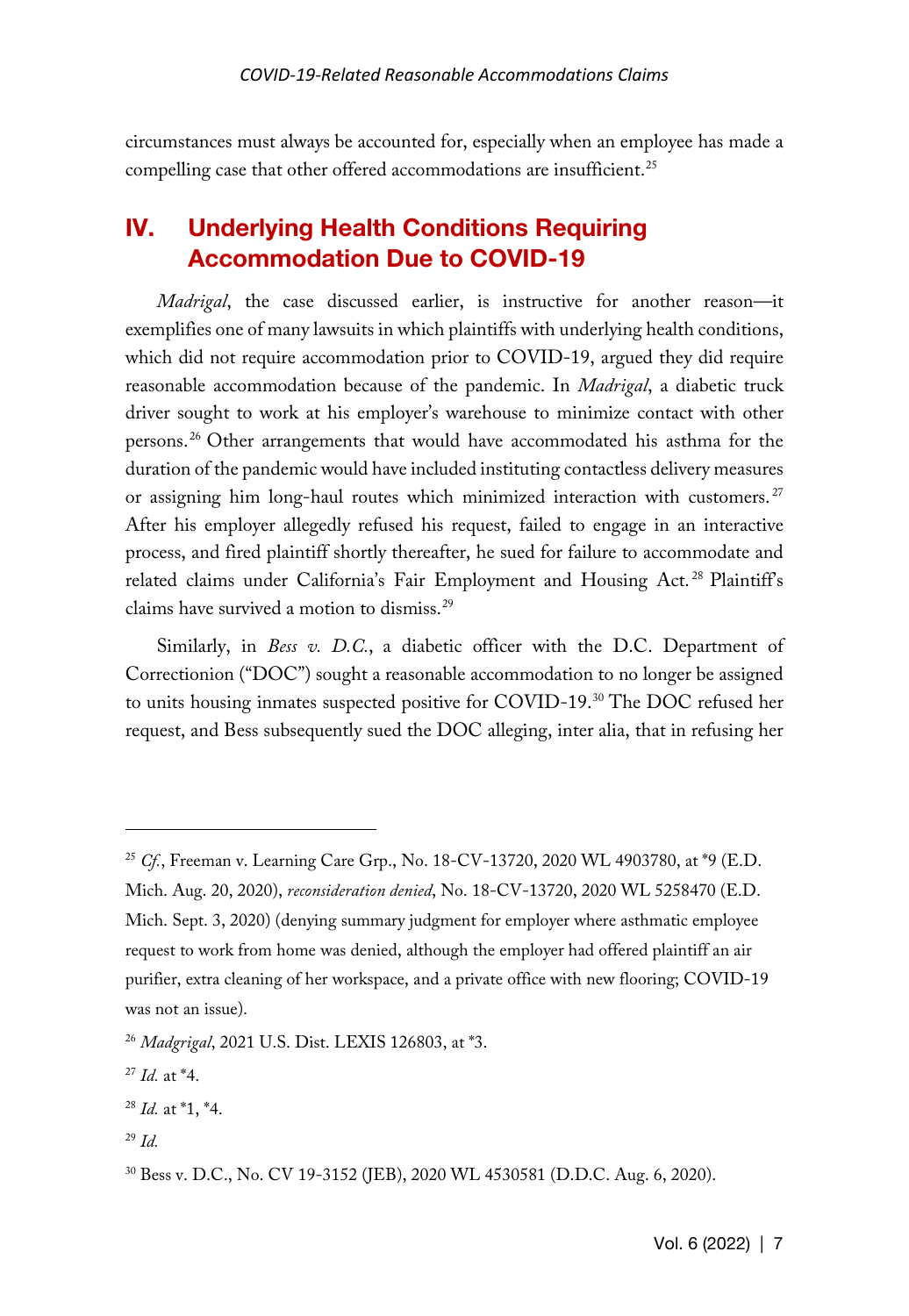circumstances must always be accounted for, especially when an employee has made a compelling case that other offered accommodations are insufficient.[25]

## IV. Underlying Health Conditions Requiring Accommodation Due to COVID-19

*Madrigal*, the case discussed earlier, is instructive for another reason—it exemplifies one of many lawsuits in which plaintiffs with underlying health conditions, which did not require accommodation prior to COVID-19, argued they did require reasonable accommodation because of the pandemic. In *Madrigal*, a diabetic truck driver sought to work at his employer's warehouse to minimize contact with other persons.[26] Other arrangements that would have accommodated his asthma for the duration of the pandemic would have included instituting contactless delivery measures or assigning him long-haul routes which minimized interaction with customers.[27] After his employer allegedly refused his request, failed to engage in an interactive process, and fired plaintiff shortly thereafter, he sued for failure to accommodate and related claims under California's Fair Employment and Housing Act.[28] Plaintiff's claims have survived a motion to dismiss.[29]

Similarly, in *Bess v. D.C.*, a diabetic officer with the D.C. Department of Correctionion ("DOC") sought a reasonable accommodation to no longer be assigned to units housing inmates suspected positive for COVID-19.[30] The DOC refused her request, and Bess subsequently sued the DOC alleging, inter alia, that in refusing her

---

[25] *Cf.*, Freeman v. Learning Care Grp., No. 18-CV-13720, 2020 WL 4903780, at *9 (E.D. Mich. Aug. 20, 2020), *reconsideration denied*, No. 18-CV-13720, 2020 WL 5258470 (E.D. Mich. Sept. 3, 2020) (denying summary judgment for employer where asthmatic employee request to work from home was denied, although the employer had offered plaintiff an air purifier, extra cleaning of her workspace, and a private office with new flooring; COVID-19 was not an issue).

[26] *Madgrigal*, 2021 U.S. Dist. LEXIS 126803, at *3.

[27] *Id.* at *4.

[28] *Id.* at *1, *4.

[29] *Id.*

[30] Bess v. D.C., No. CV 19-3152 (JEB), 2020 WL 4530581 (D.D.C. Aug. 6, 2020).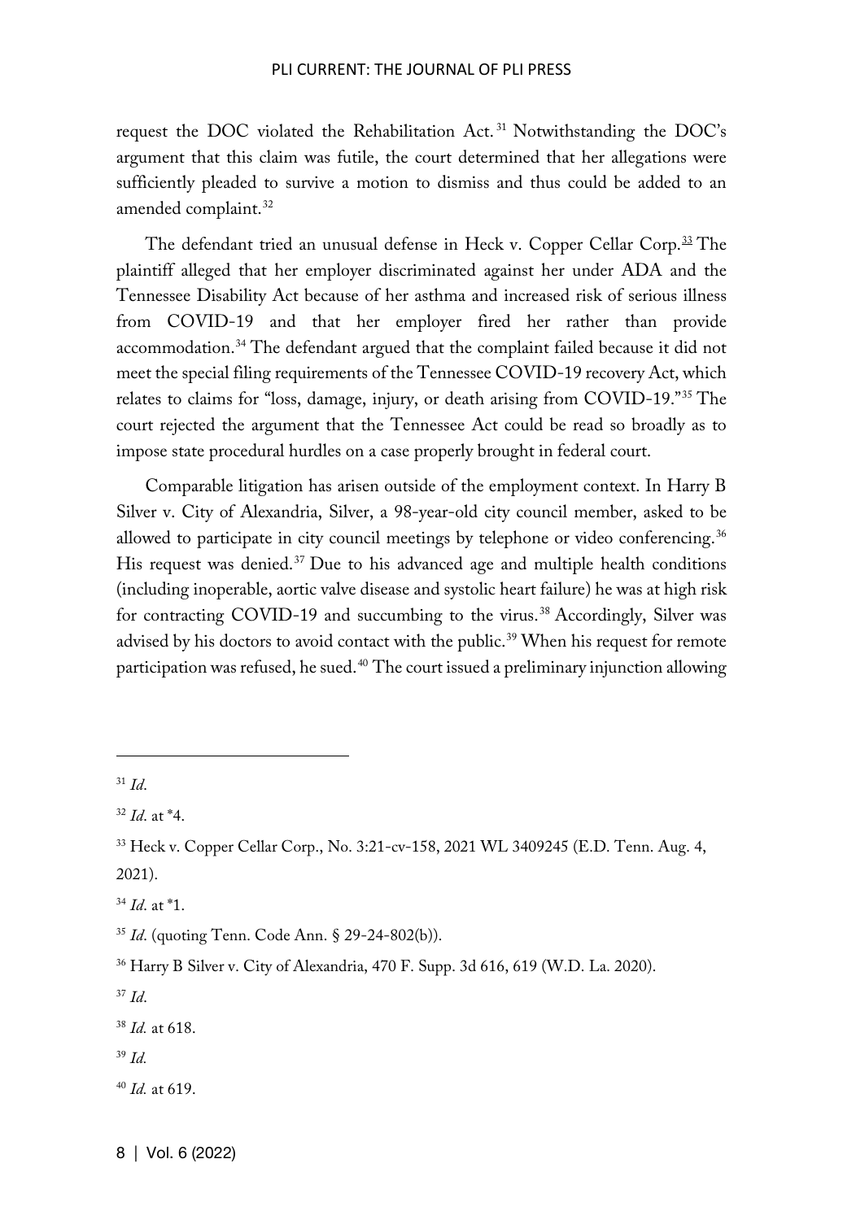request the DOC violated the Rehabilitation Act.[31] Notwithstanding the DOC's argument that this claim was futile, the court determined that her allegations were sufficiently pleaded to survive a motion to dismiss and thus could be added to an amended complaint.[32]

The defendant tried an unusual defense in Heck v. Copper Cellar Corp.[33] The plaintiff alleged that her employer discriminated against her under ADA and the Tennessee Disability Act because of her asthma and increased risk of serious illness from COVID-19 and that her employer fired her rather than provide accommodation.[34] The defendant argued that the complaint failed because it did not meet the special filing requirements of the Tennessee COVID-19 recovery Act, which relates to claims for "loss, damage, injury, or death arising from COVID-19."[35] The court rejected the argument that the Tennessee Act could be read so broadly as to impose state procedural hurdles on a case properly brought in federal court.

Comparable litigation has arisen outside of the employment context. In Harry B Silver v. City of Alexandria, Silver, a 98-year-old city council member, asked to be allowed to participate in city council meetings by telephone or video conferencing.[36] His request was denied.[37] Due to his advanced age and multiple health conditions (including inoperable, aortic valve disease and systolic heart failure) he was at high risk for contracting COVID-19 and succumbing to the virus.[38] Accordingly, Silver was advised by his doctors to avoid contact with the public.[39] When his request for remote participation was refused, he sued.[40] The court issued a preliminary injunction allowing

---

[31] *Id*.

[32] *Id*. at *4.

[33] Heck v. Copper Cellar Corp., No. 3:21-cv-158, 2021 WL 3409245 (E.D. Tenn. Aug. 4, 2021).

[34] *Id*. at *1.

[35] *Id*. (quoting Tenn. Code Ann. § 29-24-802(b)).

[36] Harry B Silver v. City of Alexandria, 470 F. Supp. 3d 616, 619 (W.D. La. 2020).

[37] *Id*.

[38] *Id.* at 618.

[39] *Id.*

[40] *Id.* at 619.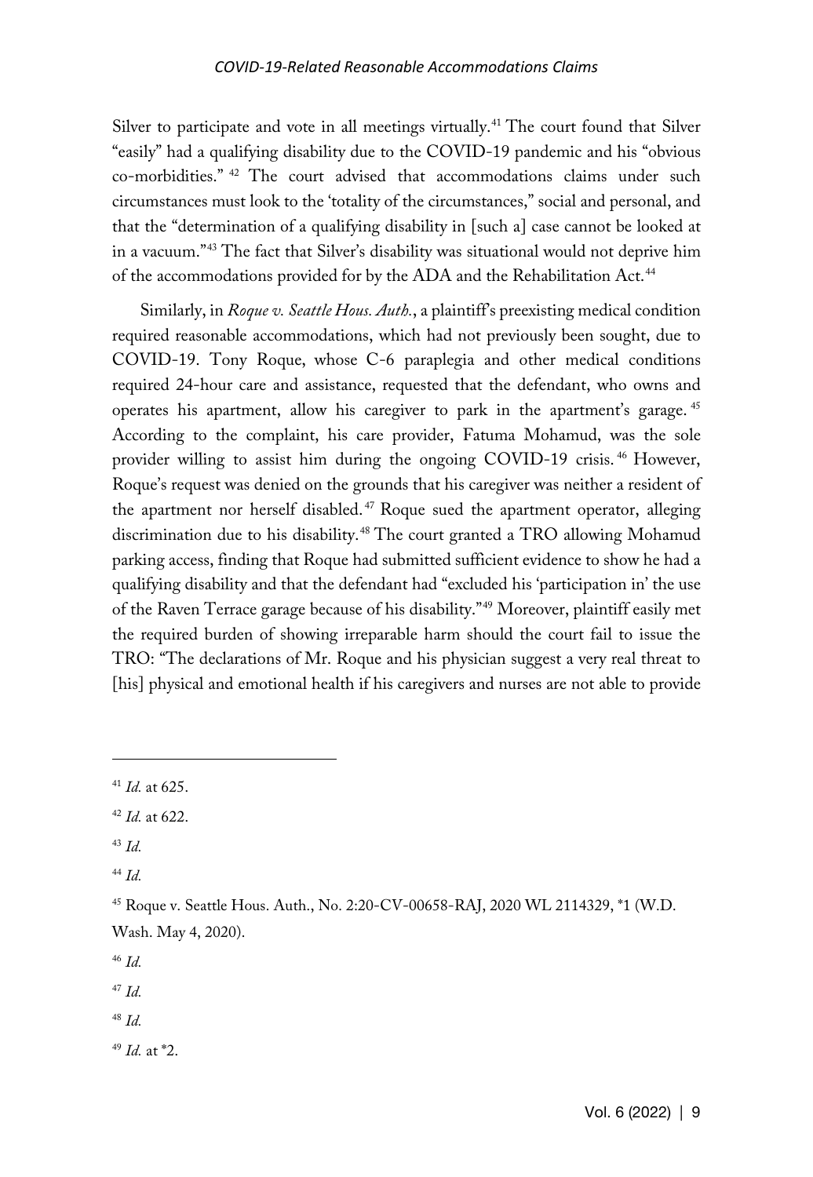Silver to participate and vote in all meetings virtually.[41] The court found that Silver "easily" had a qualifying disability due to the COVID-19 pandemic and his "obvious co-morbidities." [42] The court advised that accommodations claims under such circumstances must look to the 'totality of the circumstances," social and personal, and that the "determination of a qualifying disability in [such a] case cannot be looked at in a vacuum."[43] The fact that Silver's disability was situational would not deprive him of the accommodations provided for by the ADA and the Rehabilitation Act.[44]

Similarly, in *Roque v. Seattle Hous. Auth.*, a plaintiff's preexisting medical condition required reasonable accommodations, which had not previously been sought, due to COVID-19. Tony Roque, whose C-6 paraplegia and other medical conditions required 24-hour care and assistance, requested that the defendant, who owns and operates his apartment, allow his caregiver to park in the apartment's garage.[45] According to the complaint, his care provider, Fatuma Mohamud, was the sole provider willing to assist him during the ongoing COVID-19 crisis.[46] However, Roque's request was denied on the grounds that his caregiver was neither a resident of the apartment nor herself disabled.[47] Roque sued the apartment operator, alleging discrimination due to his disability.[48] The court granted a TRO allowing Mohamud parking access, finding that Roque had submitted sufficient evidence to show he had a qualifying disability and that the defendant had "excluded his 'participation in' the use of the Raven Terrace garage because of his disability."[49] Moreover, plaintiff easily met the required burden of showing irreparable harm should the court fail to issue the TRO: "The declarations of Mr. Roque and his physician suggest a very real threat to [his] physical and emotional health if his caregivers and nurses are not able to provide

---

[41] *Id.* at 625.

[42] *Id.* at 622.

[43] *Id.*

[44] *Id.*

[45] Roque v. Seattle Hous. Auth., No. 2:20-CV-00658-RAJ, 2020 WL 2114329, *1 (W.D. Wash. May 4, 2020).

[46] *Id.*

[47] *Id.*

[48] *Id.*

[49] *Id.* at *2.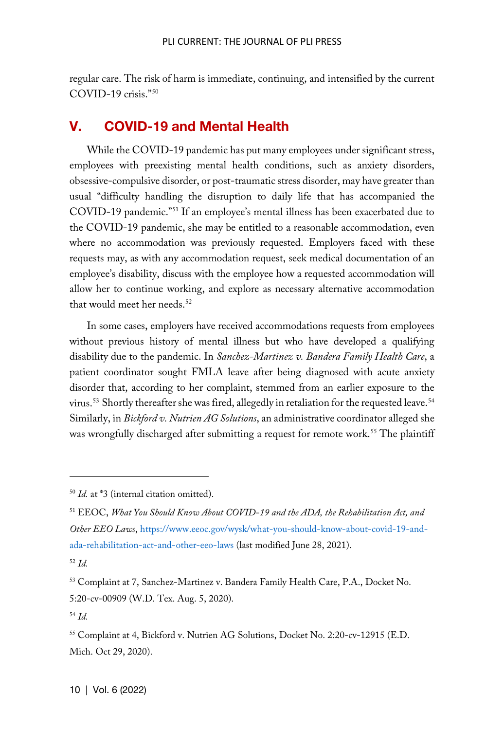regular care. The risk of harm is immediate, continuing, and intensified by the current COVID-19 crisis."[50]

## V. COVID-19 and Mental Health

While the COVID-19 pandemic has put many employees under significant stress, employees with preexisting mental health conditions, such as anxiety disorders, obsessive-compulsive disorder, or post-traumatic stress disorder, may have greater than usual "difficulty handling the disruption to daily life that has accompanied the COVID-19 pandemic."[51] If an employee's mental illness has been exacerbated due to the COVID-19 pandemic, she may be entitled to a reasonable accommodation, even where no accommodation was previously requested. Employers faced with these requests may, as with any accommodation request, seek medical documentation of an employee's disability, discuss with the employee how a requested accommodation will allow her to continue working, and explore as necessary alternative accommodation that would meet her needs.[52]

In some cases, employers have received accommodations requests from employees without previous history of mental illness but who have developed a qualifying disability due to the pandemic. In *Sanchez-Martinez v. Bandera Family Health Care*, a patient coordinator sought FMLA leave after being diagnosed with acute anxiety disorder that, according to her complaint, stemmed from an earlier exposure to the virus.[53] Shortly thereafter she was fired, allegedly in retaliation for the requested leave.[54] Similarly, in *Bickford v. Nutrien AG Solutions*, an administrative coordinator alleged she was wrongfully discharged after submitting a request for remote work.[55] The plaintiff

---

[50] *Id.* at *3 (internal citation omitted).

[51] EEOC, *What You Should Know About COVID-19 and the ADA, the Rehabilitation Act, and Other EEO Laws*, https://www.eeoc.gov/wysk/what-you-should-know-about-covid-19-and-ada-rehabilitation-act-and-other-eeo-laws (last modified June 28, 2021).

[52] *Id.*

[53] Complaint at 7, Sanchez-Martinez v. Bandera Family Health Care, P.A., Docket No. 5:20-cv-00909 (W.D. Tex. Aug. 5, 2020).

[54] *Id.*

[55] Complaint at 4, Bickford v. Nutrien AG Solutions, Docket No. 2:20-cv-12915 (E.D. Mich. Oct 29, 2020).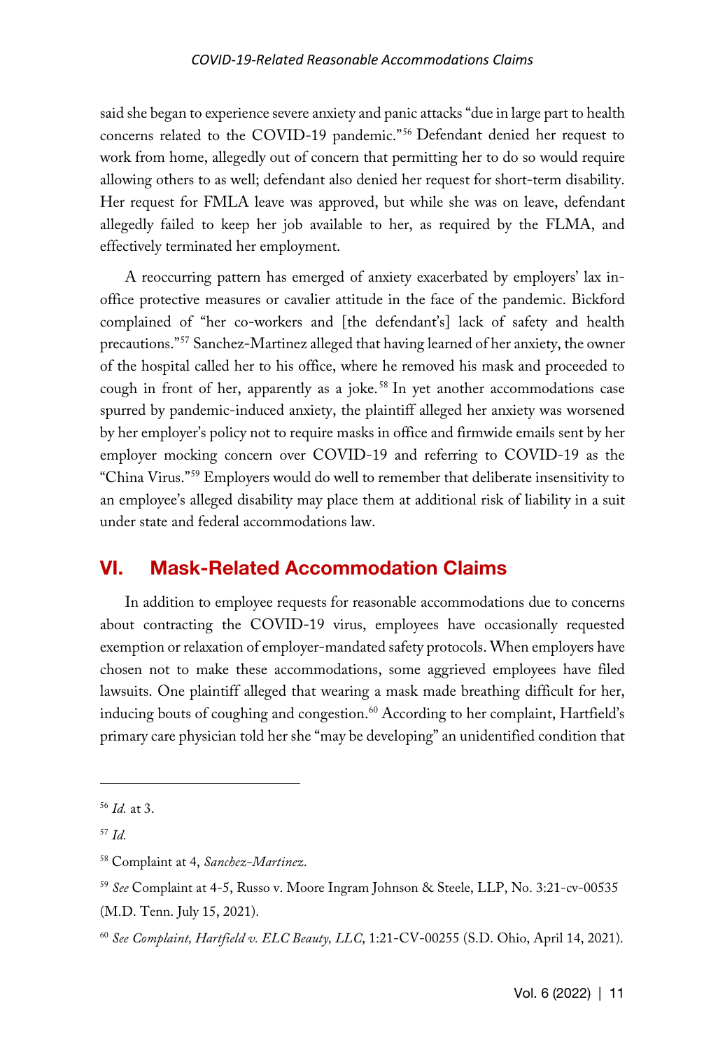said she began to experience severe anxiety and panic attacks "due in large part to health concerns related to the COVID-19 pandemic."[56] Defendant denied her request to work from home, allegedly out of concern that permitting her to do so would require allowing others to as well; defendant also denied her request for short-term disability. Her request for FMLA leave was approved, but while she was on leave, defendant allegedly failed to keep her job available to her, as required by the FLMA, and effectively terminated her employment.

A reoccurring pattern has emerged of anxiety exacerbated by employers' lax in-office protective measures or cavalier attitude in the face of the pandemic. Bickford complained of "her co-workers and [the defendant's] lack of safety and health precautions."[57] Sanchez-Martinez alleged that having learned of her anxiety, the owner of the hospital called her to his office, where he removed his mask and proceeded to cough in front of her, apparently as a joke.[58] In yet another accommodations case spurred by pandemic-induced anxiety, the plaintiff alleged her anxiety was worsened by her employer's policy not to require masks in office and firmwide emails sent by her employer mocking concern over COVID-19 and referring to COVID-19 as the "China Virus."[59] Employers would do well to remember that deliberate insensitivity to an employee's alleged disability may place them at additional risk of liability in a suit under state and federal accommodations law.

## VI. Mask-Related Accommodation Claims

In addition to employee requests for reasonable accommodations due to concerns about contracting the COVID-19 virus, employees have occasionally requested exemption or relaxation of employer-mandated safety protocols. When employers have chosen not to make these accommodations, some aggrieved employees have filed lawsuits. One plaintiff alleged that wearing a mask made breathing difficult for her, inducing bouts of coughing and congestion.[60] According to her complaint, Hartfield's primary care physician told her she "may be developing" an unidentified condition that

---

[56] *Id.* at 3.

[57] *Id.*

[58] Complaint at 4, *Sanchez-Martinez*.

[59] *See* Complaint at 4-5, Russo v. Moore Ingram Johnson & Steele, LLP, No. 3:21-cv-00535 (M.D. Tenn. July 15, 2021).

[60] *See Complaint, Hartfield v. ELC Beauty, LLC*, 1:21-CV-00255 (S.D. Ohio, April 14, 2021).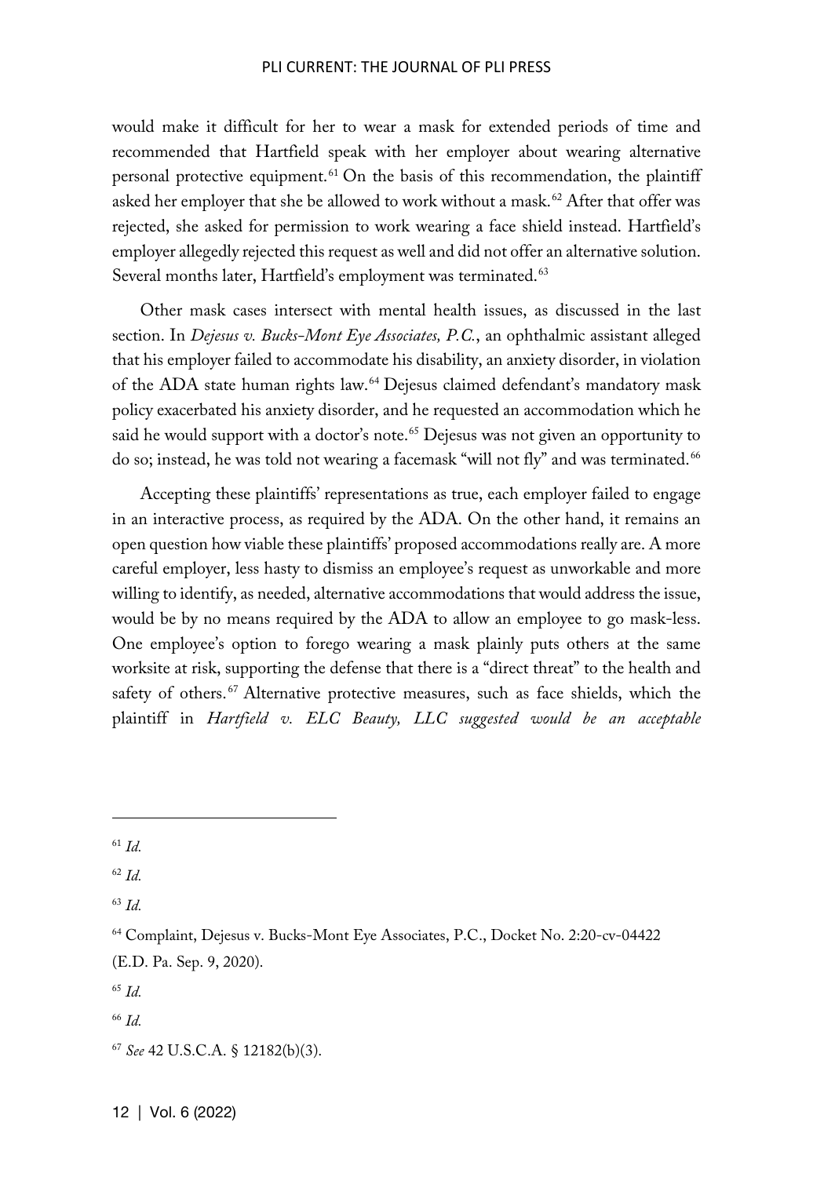would make it difficult for her to wear a mask for extended periods of time and recommended that Hartfield speak with her employer about wearing alternative personal protective equipment.[61] On the basis of this recommendation, the plaintiff asked her employer that she be allowed to work without a mask.[62] After that offer was rejected, she asked for permission to work wearing a face shield instead. Hartfield's employer allegedly rejected this request as well and did not offer an alternative solution. Several months later, Hartfield's employment was terminated.[63]

Other mask cases intersect with mental health issues, as discussed in the last section. In *Dejesus v. Bucks-Mont Eye Associates, P.C.*, an ophthalmic assistant alleged that his employer failed to accommodate his disability, an anxiety disorder, in violation of the ADA state human rights law.[64] Dejesus claimed defendant's mandatory mask policy exacerbated his anxiety disorder, and he requested an accommodation which he said he would support with a doctor's note.[65] Dejesus was not given an opportunity to do so; instead, he was told not wearing a facemask "will not fly" and was terminated.[66]

Accepting these plaintiffs' representations as true, each employer failed to engage in an interactive process, as required by the ADA. On the other hand, it remains an open question how viable these plaintiffs' proposed accommodations really are. A more careful employer, less hasty to dismiss an employee's request as unworkable and more willing to identify, as needed, alternative accommodations that would address the issue, would be by no means required by the ADA to allow an employee to go mask-less. One employee's option to forego wearing a mask plainly puts others at the same worksite at risk, supporting the defense that there is a "direct threat" to the health and safety of others.[67] Alternative protective measures, such as face shields, which the plaintiff in *Hartfield v. ELC Beauty, LLC suggested would be an acceptable*

---

[61] *Id.*

[62] *Id.*

[63] *Id.*

[64] Complaint, Dejesus v. Bucks-Mont Eye Associates, P.C., Docket No. 2:20-cv-04422 (E.D. Pa. Sep. 9, 2020).

[65] *Id.*

[66] *Id.*

[67] *See* 42 U.S.C.A. § 12182(b)(3).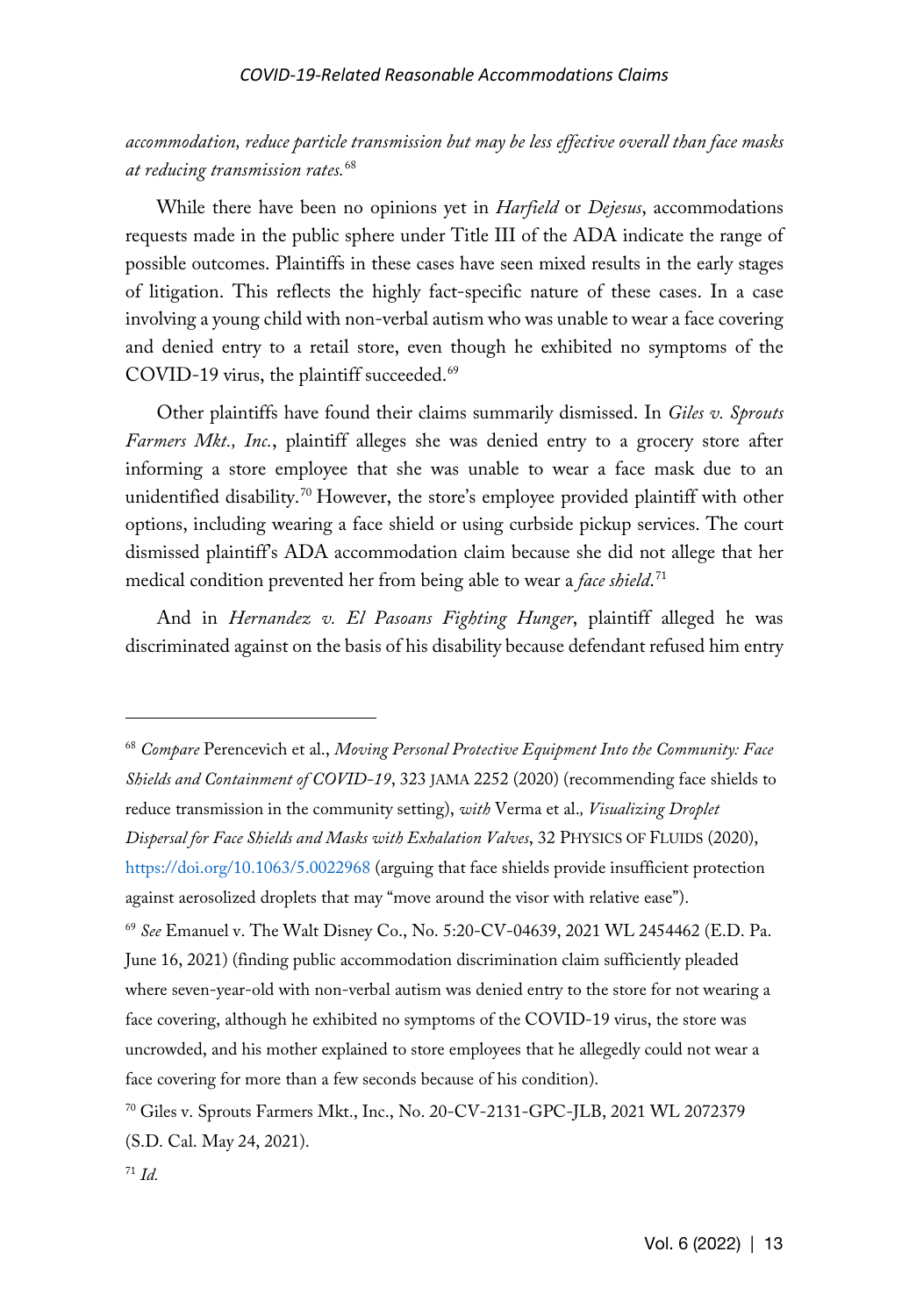*accommodation, reduce particle transmission but may be less effective overall than face masks at reducing transmission rates.*[68]

While there have been no opinions yet in *Harfield* or *Dejesus*, accommodations requests made in the public sphere under Title III of the ADA indicate the range of possible outcomes. Plaintiffs in these cases have seen mixed results in the early stages of litigation. This reflects the highly fact-specific nature of these cases. In a case involving a young child with non-verbal autism who was unable to wear a face covering and denied entry to a retail store, even though he exhibited no symptoms of the COVID-19 virus, the plaintiff succeeded.[69]

Other plaintiffs have found their claims summarily dismissed. In *Giles v. Sprouts Farmers Mkt., Inc.*, plaintiff alleges she was denied entry to a grocery store after informing a store employee that she was unable to wear a face mask due to an unidentified disability.[70] However, the store's employee provided plaintiff with other options, including wearing a face shield or using curbside pickup services. The court dismissed plaintiff's ADA accommodation claim because she did not allege that her medical condition prevented her from being able to wear a *face shield*.[71]

And in *Hernandez v. El Pasoans Fighting Hunger*, plaintiff alleged he was discriminated against on the basis of his disability because defendant refused him entry

---

[68] *Compare* Perencevich et al., *Moving Personal Protective Equipment Into the Community: Face Shields and Containment of COVID-19*, 323 JAMA 2252 (2020) (recommending face shields to reduce transmission in the community setting), *with* Verma et al., *Visualizing Droplet Dispersal for Face Shields and Masks with Exhalation Valves*, 32 PHYSICS OF FLUIDS (2020), https://doi.org/10.1063/5.0022968 (arguing that face shields provide insufficient protection against aerosolized droplets that may "move around the visor with relative ease").

[69] *See* Emanuel v. The Walt Disney Co., No. 5:20-CV-04639, 2021 WL 2454462 (E.D. Pa. June 16, 2021) (finding public accommodation discrimination claim sufficiently pleaded where seven-year-old with non-verbal autism was denied entry to the store for not wearing a face covering, although he exhibited no symptoms of the COVID-19 virus, the store was uncrowded, and his mother explained to store employees that he allegedly could not wear a face covering for more than a few seconds because of his condition).

[70] Giles v. Sprouts Farmers Mkt., Inc., No. 20-CV-2131-GPC-JLB, 2021 WL 2072379 (S.D. Cal. May 24, 2021).

[71] *Id.*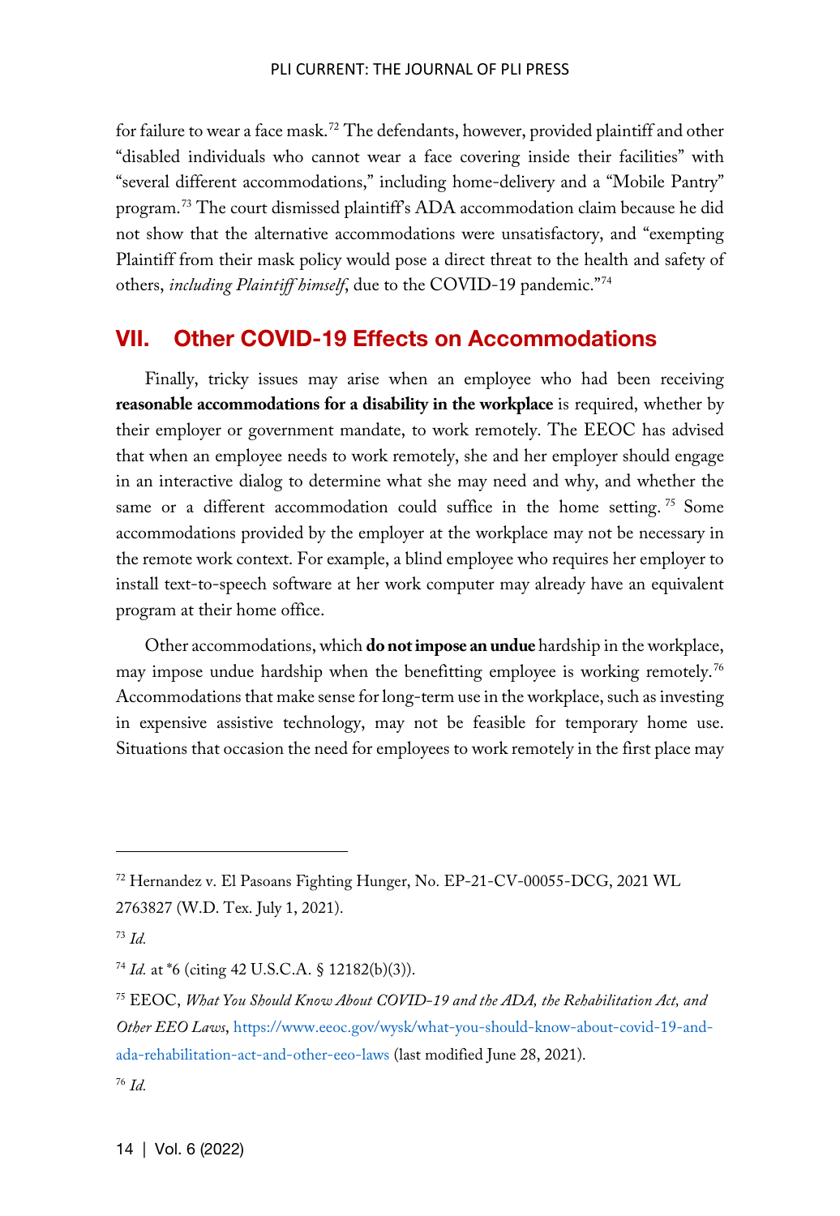for failure to wear a face mask.[72] The defendants, however, provided plaintiff and other "disabled individuals who cannot wear a face covering inside their facilities" with "several different accommodations," including home-delivery and a "Mobile Pantry" program.[73] The court dismissed plaintiff's ADA accommodation claim because he did not show that the alternative accommodations were unsatisfactory, and "exempting Plaintiff from their mask policy would pose a direct threat to the health and safety of others, *including Plaintiff himself*, due to the COVID-19 pandemic."[74]

## VII. Other COVID-19 Effects on Accommodations

Finally, tricky issues may arise when an employee who had been receiving **reasonable accommodations for a disability in the workplace** is required, whether by their employer or government mandate, to work remotely. The EEOC has advised that when an employee needs to work remotely, she and her employer should engage in an interactive dialog to determine what she may need and why, and whether the same or a different accommodation could suffice in the home setting.[75] Some accommodations provided by the employer at the workplace may not be necessary in the remote work context. For example, a blind employee who requires her employer to install text-to-speech software at her work computer may already have an equivalent program at their home office.

Other accommodations, which **do not impose an undue** hardship in the workplace, may impose undue hardship when the benefitting employee is working remotely.[76] Accommodations that make sense for long-term use in the workplace, such as investing in expensive assistive technology, may not be feasible for temporary home use. Situations that occasion the need for employees to work remotely in the first place may

---

[72] Hernandez v. El Pasoans Fighting Hunger, No. EP-21-CV-00055-DCG, 2021 WL 2763827 (W.D. Tex. July 1, 2021).

[73] *Id.*

[74] *Id.* at *6 (citing 42 U.S.C.A. § 12182(b)(3)).

[75] EEOC, *What You Should Know About COVID-19 and the ADA, the Rehabilitation Act, and Other EEO Laws*, https://www.eeoc.gov/wysk/what-you-should-know-about-covid-19-and-ada-rehabilitation-act-and-other-eeo-laws (last modified June 28, 2021).

[76] *Id.*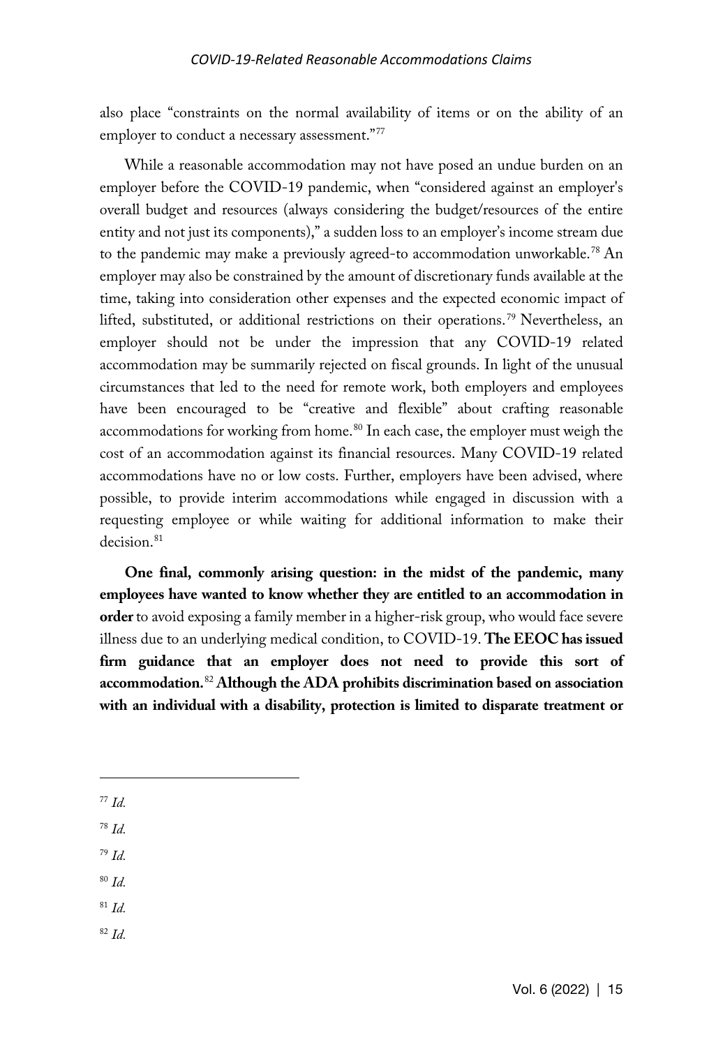also place "constraints on the normal availability of items or on the ability of an employer to conduct a necessary assessment."[77]

While a reasonable accommodation may not have posed an undue burden on an employer before the COVID-19 pandemic, when "considered against an employer's overall budget and resources (always considering the budget/resources of the entire entity and not just its components)," a sudden loss to an employer's income stream due to the pandemic may make a previously agreed-to accommodation unworkable.[78] An employer may also be constrained by the amount of discretionary funds available at the time, taking into consideration other expenses and the expected economic impact of lifted, substituted, or additional restrictions on their operations.[79] Nevertheless, an employer should not be under the impression that any COVID-19 related accommodation may be summarily rejected on fiscal grounds. In light of the unusual circumstances that led to the need for remote work, both employers and employees have been encouraged to be "creative and flexible" about crafting reasonable accommodations for working from home.[80] In each case, the employer must weigh the cost of an accommodation against its financial resources. Many COVID-19 related accommodations have no or low costs. Further, employers have been advised, where possible, to provide interim accommodations while engaged in discussion with a requesting employee or while waiting for additional information to make their decision.[81]

**One final, commonly arising question: in the midst of the pandemic, many employees have wanted to know whether they are entitled to an accommodation in order** to avoid exposing a family member in a higher-risk group, who would face severe illness due to an underlying medical condition, to COVID-19. **The EEOC has issued firm guidance that an employer does not need to provide this sort of accommodation.**[82] **Although the ADA prohibits discrimination based on association with an individual with a disability, protection is limited to disparate treatment or**

---

[77] *Id.*

[78] *Id.*

[79] *Id.*

[80] *Id.*

[81] *Id.*

[82] *Id.*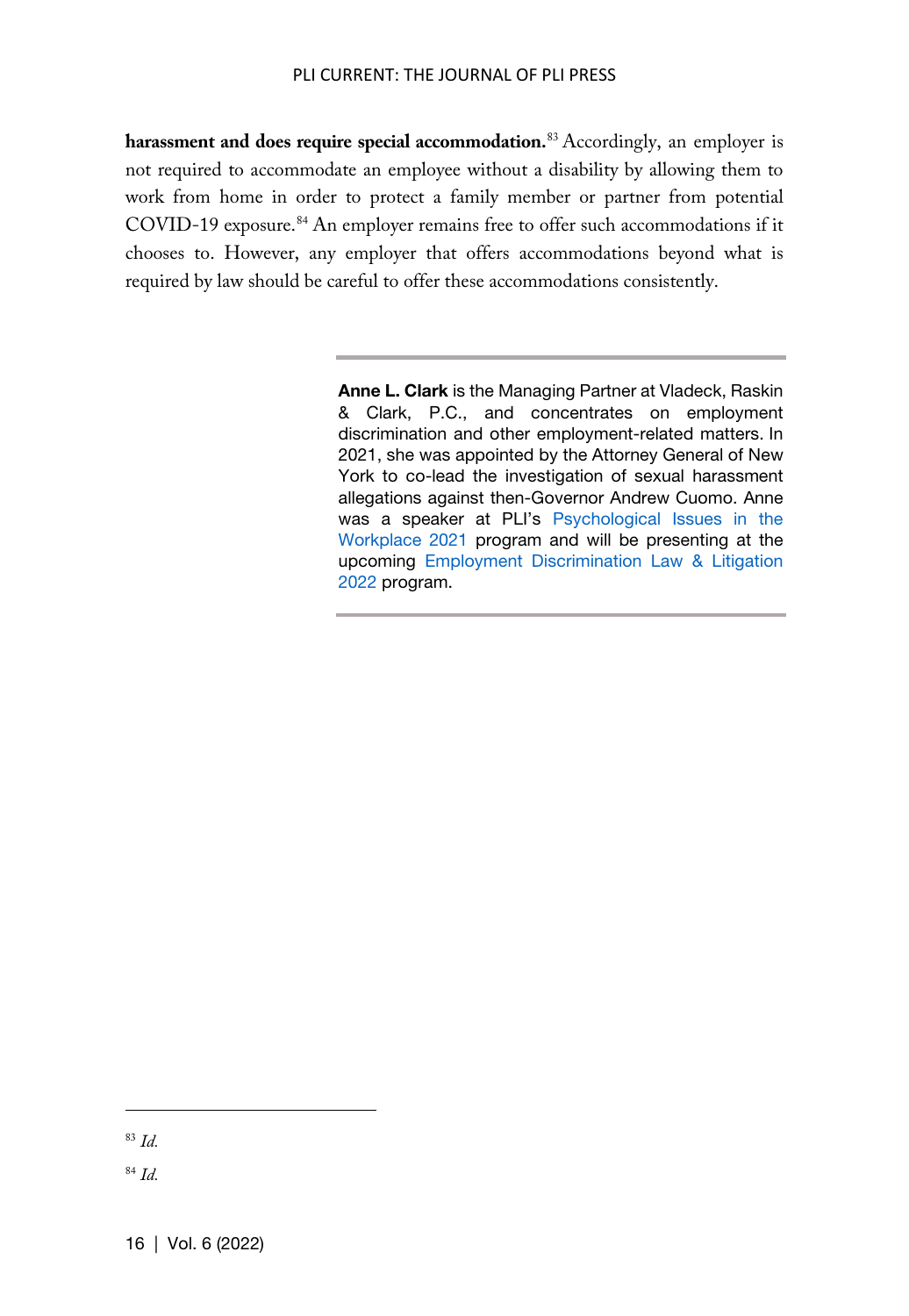**harassment and does require special accommodation.**[83] Accordingly, an employer is not required to accommodate an employee without a disability by allowing them to work from home in order to protect a family member or partner from potential COVID-19 exposure.[84] An employer remains free to offer such accommodations if it chooses to. However, any employer that offers accommodations beyond what is required by law should be careful to offer these accommodations consistently.

---

**Anne L. Clark** is the Managing Partner at Vladeck, Raskin & Clark, P.C., and concentrates on employment discrimination and other employment-related matters. In 2021, she was appointed by the Attorney General of New York to co-lead the investigation of sexual harassment allegations against then-Governor Andrew Cuomo. Anne was a speaker at PLI's Psychological Issues in the Workplace 2021 program and will be presenting at the upcoming Employment Discrimination Law & Litigation 2022 program.

---

[83] *Id.*

[84] *Id.*